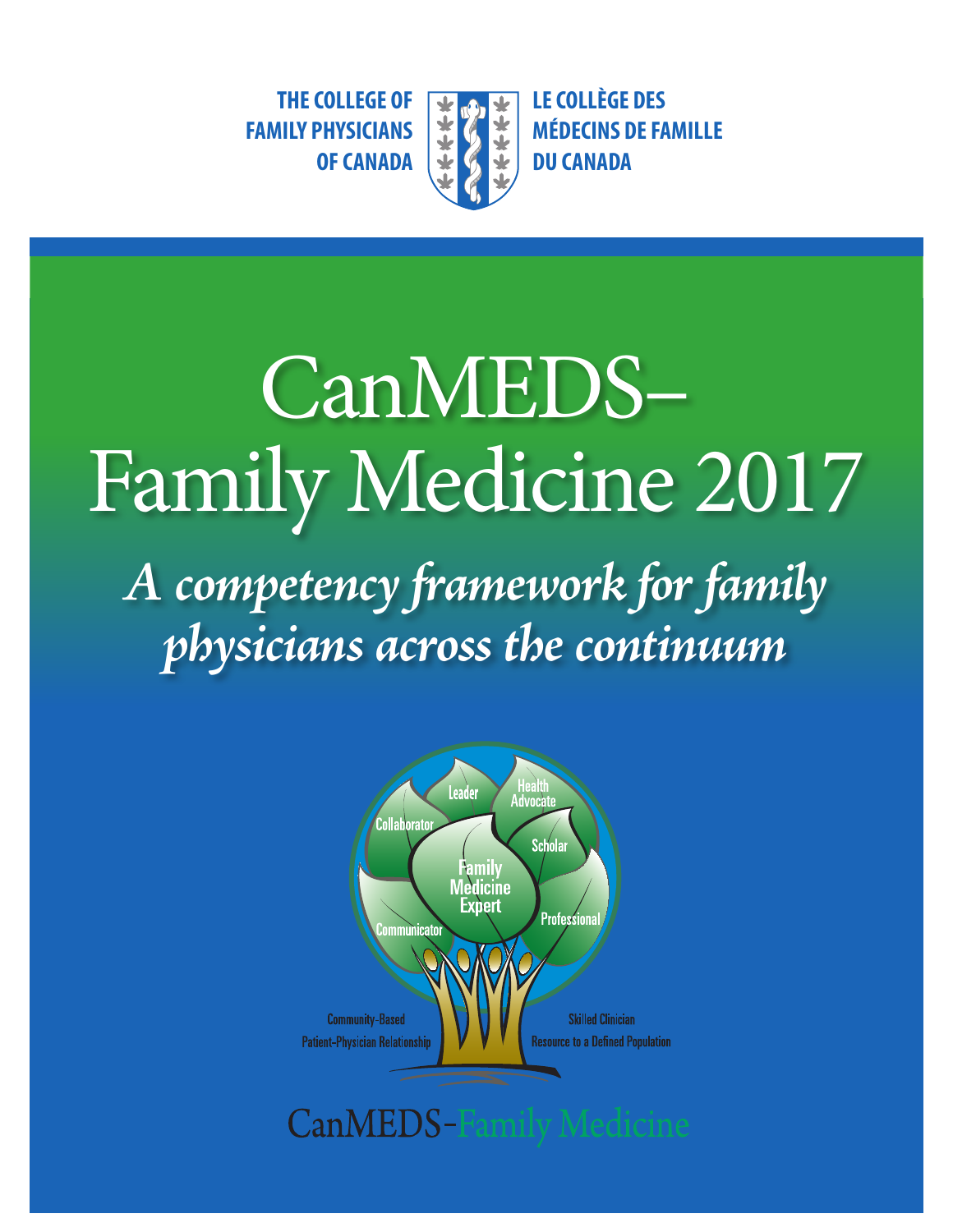THE COLLEGE OF FAMILY PHYSICIANS OF CANADA

LE COLLÈGE DES MÉDECINS DE FAMILLE DU CANADA

# CanMEDS–Family Medicine 2017

## *A competency framework for family physicians across the continuum*

Leader

Health Advocate

Collaborator

Scholar

Family Medicine Expert

Professional

Communicator

Community-Based

Patient-Physician Relationship

Skilled Clinician

Resource to a Defined Population

CanMEDS-Family Medicine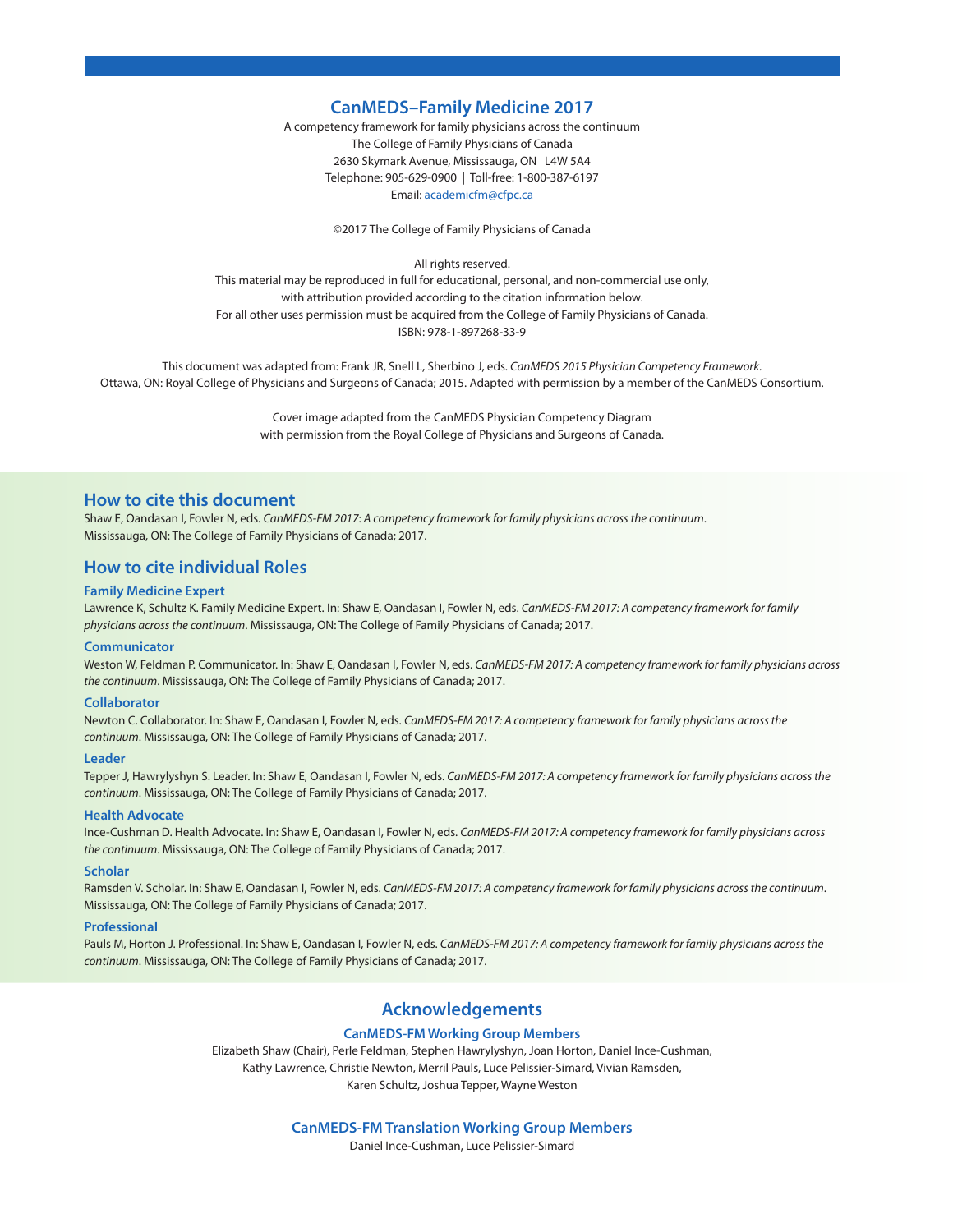## CanMEDS–Family Medicine 2017

A competency framework for family physicians across the continuum
The College of Family Physicians of Canada
2630 Skymark Avenue, Mississauga, ON L4W 5A4
Telephone: 905-629-0900 | Toll-free: 1-800-387-6197
Email: academicfm@cfpc.ca

©2017 The College of Family Physicians of Canada

All rights reserved.
This material may be reproduced in full for educational, personal, and non-commercial use only, with attribution provided according to the citation information below.
For all other uses permission must be acquired from the College of Family Physicians of Canada.
ISBN: 978-1-897268-33-9

This document was adapted from: Frank JR, Snell L, Sherbino J, eds. *CanMEDS 2015 Physician Competency Framework*. Ottawa, ON: Royal College of Physicians and Surgeons of Canada; 2015. Adapted with permission by a member of the CanMEDS Consortium.

Cover image adapted from the CanMEDS Physician Competency Diagram with permission from the Royal College of Physicians and Surgeons of Canada.

## How to cite this document

Shaw E, Oandasan I, Fowler N, eds. *CanMEDS-FM 2017: A competency framework for family physicians across the continuum*. Mississauga, ON: The College of Family Physicians of Canada; 2017.

## How to cite individual Roles

### Family Medicine Expert

Lawrence K, Schultz K. Family Medicine Expert. In: Shaw E, Oandasan I, Fowler N, eds. *CanMEDS-FM 2017: A competency framework for family physicians across the continuum*. Mississauga, ON: The College of Family Physicians of Canada; 2017.

### Communicator

Weston W, Feldman P. Communicator. In: Shaw E, Oandasan I, Fowler N, eds. *CanMEDS-FM 2017: A competency framework for family physicians across the continuum*. Mississauga, ON: The College of Family Physicians of Canada; 2017.

### Collaborator

Newton C. Collaborator. In: Shaw E, Oandasan I, Fowler N, eds. *CanMEDS-FM 2017: A competency framework for family physicians across the continuum*. Mississauga, ON: The College of Family Physicians of Canada; 2017.

### Leader

Tepper J, Hawrylyshyn S. Leader. In: Shaw E, Oandasan I, Fowler N, eds. *CanMEDS-FM 2017: A competency framework for family physicians across the continuum*. Mississauga, ON: The College of Family Physicians of Canada; 2017.

### Health Advocate

Ince-Cushman D. Health Advocate. In: Shaw E, Oandasan I, Fowler N, eds. *CanMEDS-FM 2017: A competency framework for family physicians across the continuum*. Mississauga, ON: The College of Family Physicians of Canada; 2017.

### Scholar

Ramsden V. Scholar. In: Shaw E, Oandasan I, Fowler N, eds. *CanMEDS-FM 2017: A competency framework for family physicians across the continuum*. Mississauga, ON: The College of Family Physicians of Canada; 2017.

### Professional

Pauls M, Horton J. Professional. In: Shaw E, Oandasan I, Fowler N, eds. *CanMEDS-FM 2017: A competency framework for family physicians across the continuum*. Mississauga, ON: The College of Family Physicians of Canada; 2017.

## Acknowledgements

### CanMEDS-FM Working Group Members

Elizabeth Shaw (Chair), Perle Feldman, Stephen Hawrylyshyn, Joan Horton, Daniel Ince-Cushman, Kathy Lawrence, Christie Newton, Merril Pauls, Luce Pelissier-Simard, Vivian Ramsden, Karen Schultz, Joshua Tepper, Wayne Weston

### CanMEDS-FM Translation Working Group Members

Daniel Ince-Cushman, Luce Pelissier-Simard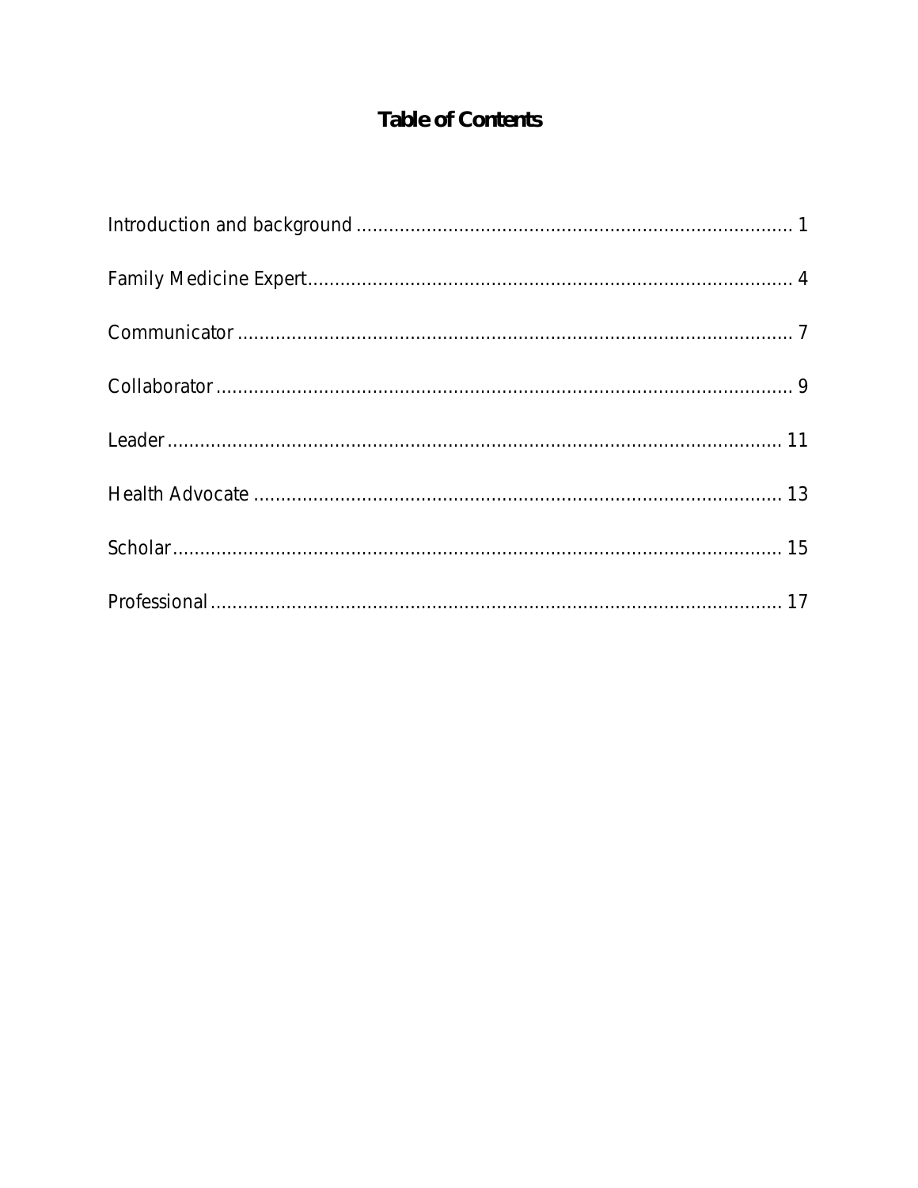# Table of Contents

Introduction and background ................................................................................ 1

Family Medicine Expert......................................................................................... 4

Communicator ...................................................................................................... 7

Collaborator .......................................................................................................... 9

Leader .................................................................................................................. 11

Health Advocate .................................................................................................. 13

Scholar.................................................................................................................. 15

Professional .......................................................................................................... 17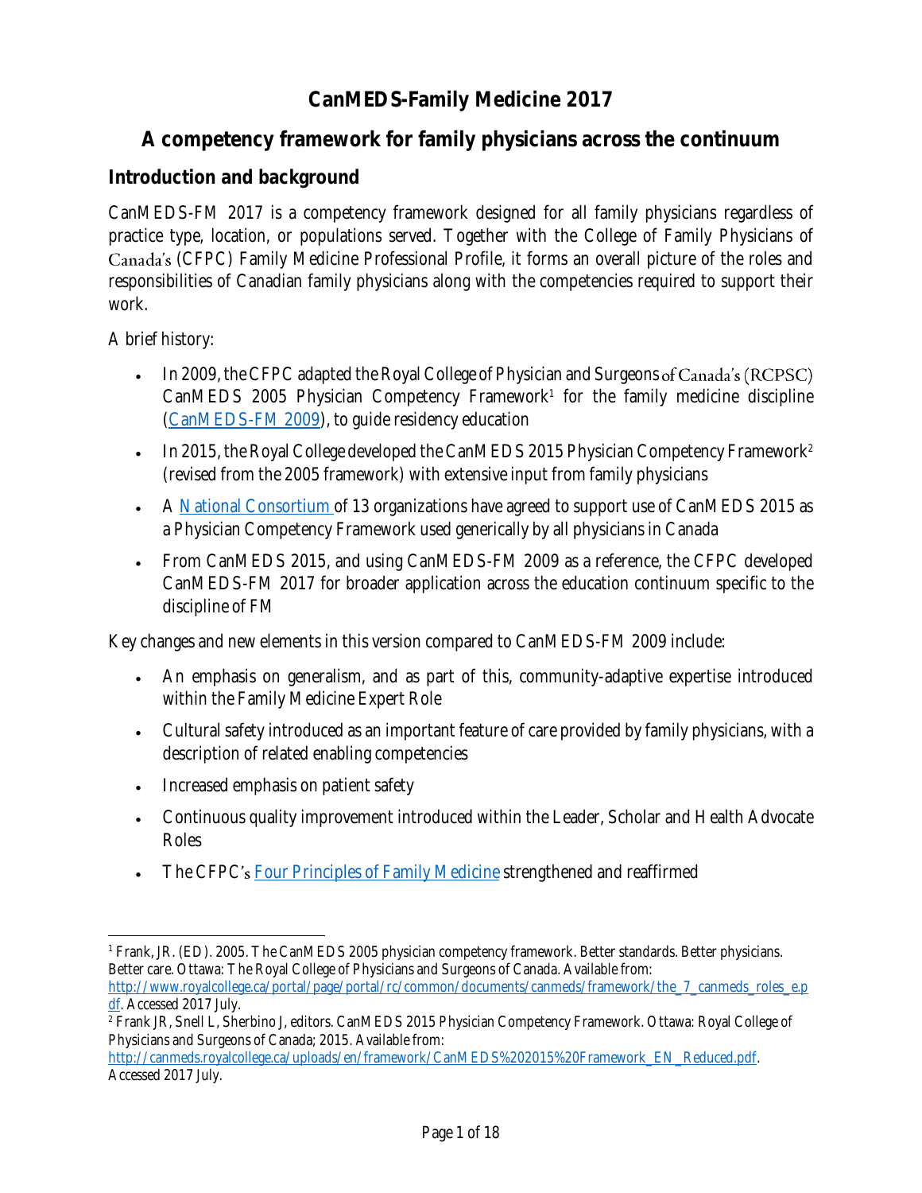# CanMEDS-Family Medicine 2017

## A competency framework for family physicians across the continuum

### Introduction and background

CanMEDS-FM 2017 is a competency framework designed for all family physicians regardless of practice type, location, or populations served. Together with the College of Family Physicians of Canada's (CFPC) Family Medicine Professional Profile, it forms an overall picture of the roles and responsibilities of Canadian family physicians along with the competencies required to support their work.

A brief history:

- In 2009, the CFPC adapted the Royal College of Physician and Surgeons of Canada's (RCPSC) CanMEDS 2005 Physician Competency Framework[1] for the family medicine discipline (CanMEDS-FM 2009), to guide residency education
- In 2015, the Royal College developed the CanMEDS 2015 Physician Competency Framework[2] (revised from the 2005 framework) with extensive input from family physicians
- A National Consortium of 13 organizations have agreed to support use of CanMEDS 2015 as a Physician Competency Framework used generically by all physicians in Canada
- From CanMEDS 2015, and using CanMEDS-FM 2009 as a reference, the CFPC developed CanMEDS-FM 2017 for broader application across the education continuum specific to the discipline of FM

Key changes and new elements in this version compared to CanMEDS-FM 2009 include:

- An emphasis on generalism, and as part of this, community-adaptive expertise introduced within the Family Medicine Expert Role
- Cultural safety introduced as an important feature of care provided by family physicians, with a description of related enabling competencies
- Increased emphasis on patient safety
- Continuous quality improvement introduced within the Leader, Scholar and Health Advocate Roles
- The CFPC's Four Principles of Family Medicine strengthened and reaffirmed

---

[1] Frank, JR. (ED). 2005. The CanMEDS 2005 physician competency framework. Better standards. Better physicians. Better care. Ottawa: The Royal College of Physicians and Surgeons of Canada. Available from: http://www.royalcollege.ca/portal/page/portal/rc/common/documents/canmeds/framework/the_7_canmeds_roles_e.pdf. Accessed 2017 July.

[2] Frank JR, Snell L, Sherbino J, editors. CanMEDS 2015 Physician Competency Framework. Ottawa: Royal College of Physicians and Surgeons of Canada; 2015. Available from: http://canmeds.royalcollege.ca/uploads/en/framework/CanMEDS%202015%20Framework_EN_Reduced.pdf. Accessed 2017 July.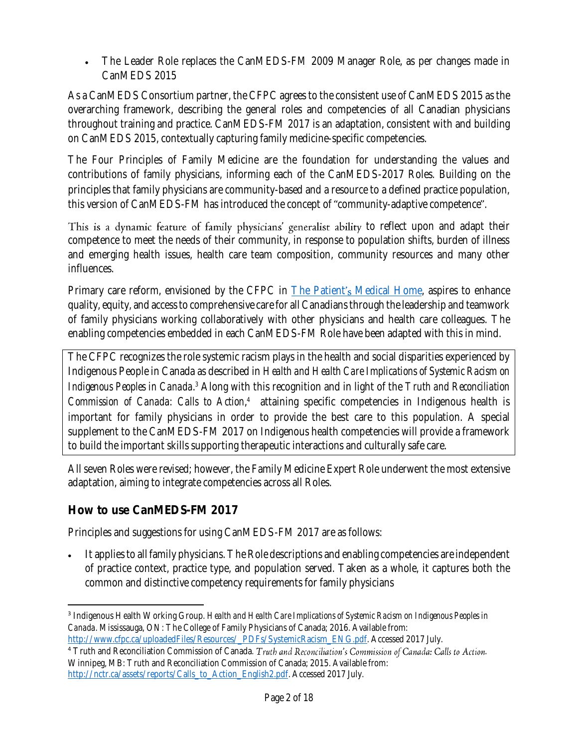- The Leader Role replaces the CanMEDS-FM 2009 Manager Role, as per changes made in CanMEDS 2015

As a CanMEDS Consortium partner, the CFPC agrees to the consistent use of CanMEDS 2015 as the overarching framework, describing the general roles and competencies of all Canadian physicians throughout training and practice. CanMEDS-FM 2017 is an adaptation, consistent with and building on CanMEDS 2015, contextually capturing family medicine-specific competencies.

The Four Principles of Family Medicine are the foundation for understanding the values and contributions of family physicians, informing each of the CanMEDS-2017 Roles. Building on the principles that family physicians are community-based and a resource to a defined practice population, this version of CanMEDS-FM has introduced the concept of "community-adaptive competence".

This is a dynamic feature of family physicians' generalist ability to reflect upon and adapt their competence to meet the needs of their community, in response to population shifts, burden of illness and emerging health issues, health care team composition, community resources and many other influences.

Primary care reform, envisioned by the CFPC in [The Patient's Medical Home](), aspires to enhance quality, equity, and access to comprehensive care for all Canadians through the leadership and teamwork of family physicians working collaboratively with other physicians and health care colleagues. The enabling competencies embedded in each CanMEDS-FM Role have been adapted with this in mind.

> The CFPC recognizes the role systemic racism plays in the health and social disparities experienced by Indigenous People in Canada as described in *Health and Health Care Implications of Systemic Racism on Indigenous Peoples in Canada*.[3] Along with this recognition and in light of the *Truth and Reconciliation Commission of Canada: Calls to Action*,[4] attaining specific competencies in Indigenous health is important for family physicians in order to provide the best care to this population. A special supplement to the CanMEDS-FM 2017 on Indigenous health competencies will provide a framework to build the important skills supporting therapeutic interactions and culturally safe care.

All seven Roles were revised; however, the Family Medicine Expert Role underwent the most extensive adaptation, aiming to integrate competencies across all Roles.

## How to use CanMEDS-FM 2017

Principles and suggestions for using CanMEDS-FM 2017 are as follows:

- It applies to all family physicians. The Role descriptions and enabling competencies are independent of practice context, practice type, and population served. Taken as a whole, it captures both the common and distinctive competency requirements for family physicians

---

[3] Indigenous Health Working Group. *Health and Health Care Implications of Systemic Racism on Indigenous Peoples in Canada*. Mississauga, ON: The College of Family Physicians of Canada; 2016. Available from: http://www.cfpc.ca/uploadedFiles/Resources/_PDFs/SystemicRacism_ENG.pdf. Accessed 2017 July.

[4] Truth and Reconciliation Commission of Canada. *Truth and Reconciliation's Commission of Canada: Calls to Action*. Winnipeg, MB: Truth and Reconciliation Commission of Canada; 2015. Available from: http://nctr.ca/assets/reports/Calls_to_Action_English2.pdf. Accessed 2017 July.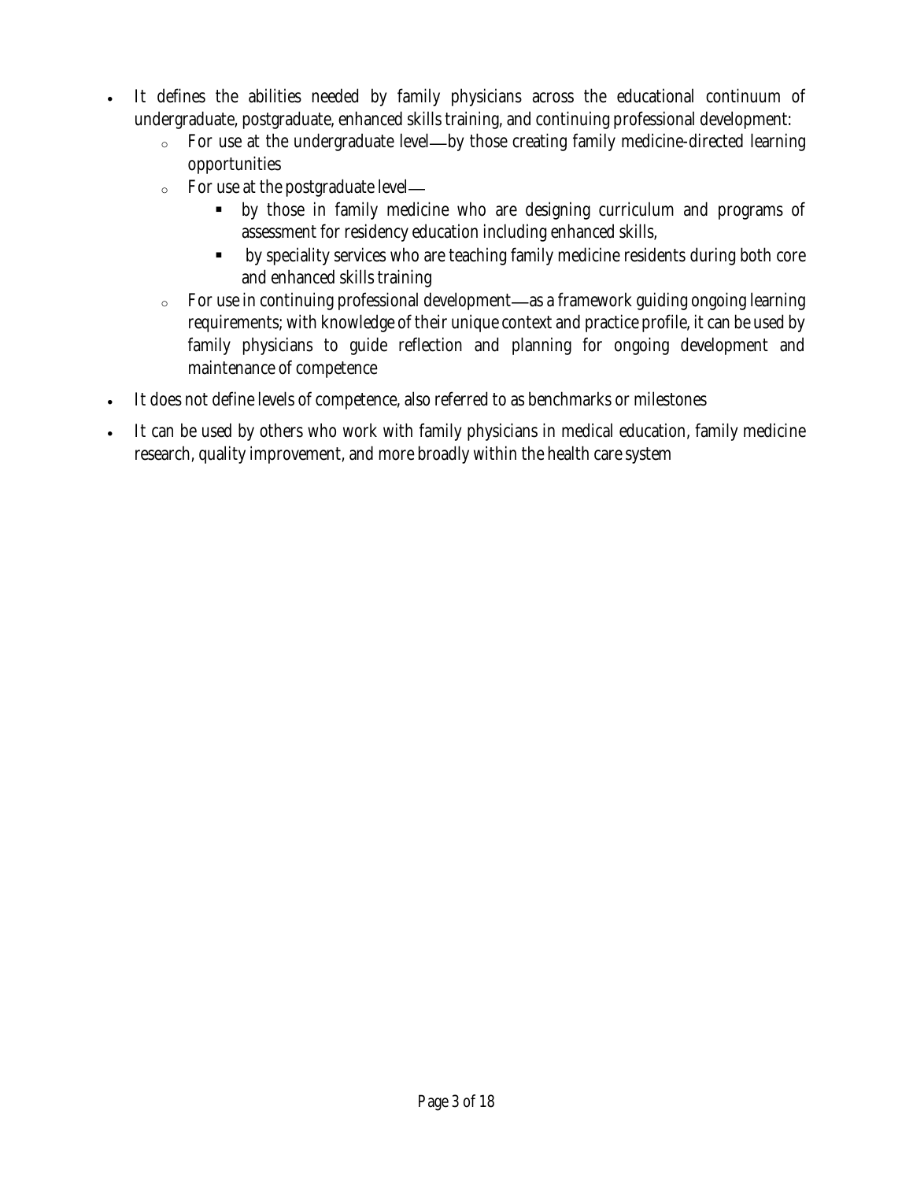- It defines the abilities needed by family physicians across the educational continuum of undergraduate, postgraduate, enhanced skills training, and continuing professional development:
    - For use at the undergraduate level—by those creating family medicine-directed learning opportunities
    - For use at the postgraduate level—
        - by those in family medicine who are designing curriculum and programs of assessment for residency education including enhanced skills,
        - by speciality services who are teaching family medicine residents during both core and enhanced skills training
    - For use in continuing professional development—as a framework guiding ongoing learning requirements; with knowledge of their unique context and practice profile, it can be used by family physicians to guide reflection and planning for ongoing development and maintenance of competence
- It does not define levels of competence, also referred to as benchmarks or milestones
- It can be used by others who work with family physicians in medical education, family medicine research, quality improvement, and more broadly within the health care system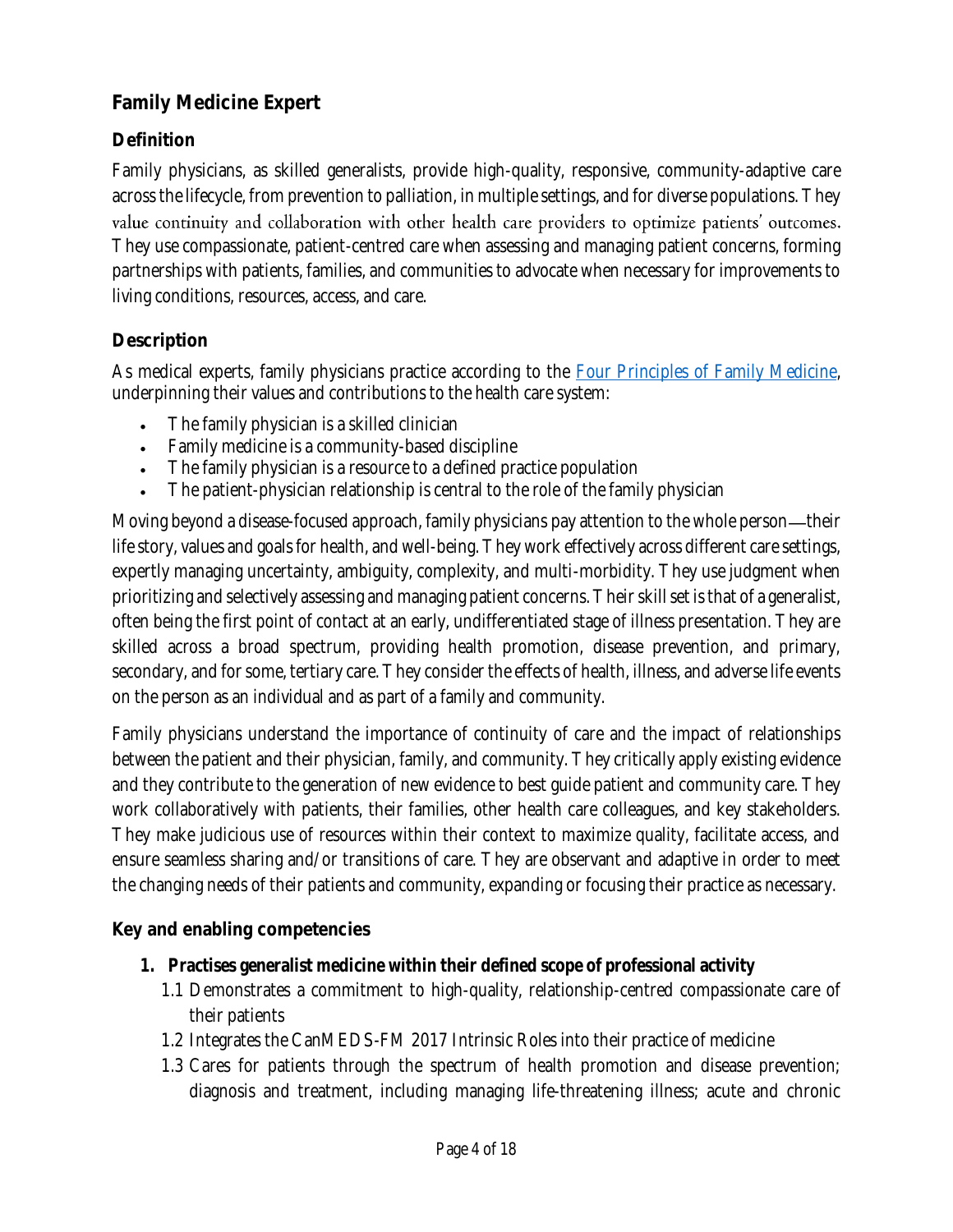## Family Medicine Expert

### Definition

Family physicians, as skilled generalists, provide high-quality, responsive, community-adaptive care across the lifecycle, from prevention to palliation, in multiple settings, and for diverse populations. They value continuity and collaboration with other health care providers to optimize patients' outcomes. They use compassionate, patient-centred care when assessing and managing patient concerns, forming partnerships with patients, families, and communities to advocate when necessary for improvements to living conditions, resources, access, and care.

### Description

As medical experts, family physicians practice according to the [Four Principles of Family Medicine](), underpinning their values and contributions to the health care system:

- The family physician is a skilled clinician
- Family medicine is a community-based discipline
- The family physician is a resource to a defined practice population
- The patient-physician relationship is central to the role of the family physician

Moving beyond a disease-focused approach, family physicians pay attention to the whole person—their life story, values and goals for health, and well-being. They work effectively across different care settings, expertly managing uncertainty, ambiguity, complexity, and multi-morbidity. They use judgment when prioritizing and selectively assessing and managing patient concerns. Their skill set is that of a generalist, often being the first point of contact at an early, undifferentiated stage of illness presentation. They are skilled across a broad spectrum, providing health promotion, disease prevention, and primary, secondary, and for some, tertiary care. They consider the effects of health, illness, and adverse life events on the person as an individual and as part of a family and community.

Family physicians understand the importance of continuity of care and the impact of relationships between the patient and their physician, family, and community. They critically apply existing evidence and they contribute to the generation of new evidence to best guide patient and community care. They work collaboratively with patients, their families, other health care colleagues, and key stakeholders. They make judicious use of resources within their context to maximize quality, facilitate access, and ensure seamless sharing and/or transitions of care. They are observant and adaptive in order to meet the changing needs of their patients and community, expanding or focusing their practice as necessary.

### Key and enabling competencies

1. **Practises generalist medicine within their defined scope of professional activity**
   - 1.1 Demonstrates a commitment to high-quality, relationship-centred compassionate care of their patients
   - 1.2 Integrates the CanMEDS-FM 2017 Intrinsic Roles into their practice of medicine
   - 1.3 Cares for patients through the spectrum of health promotion and disease prevention; diagnosis and treatment, including managing life-threatening illness; acute and chronic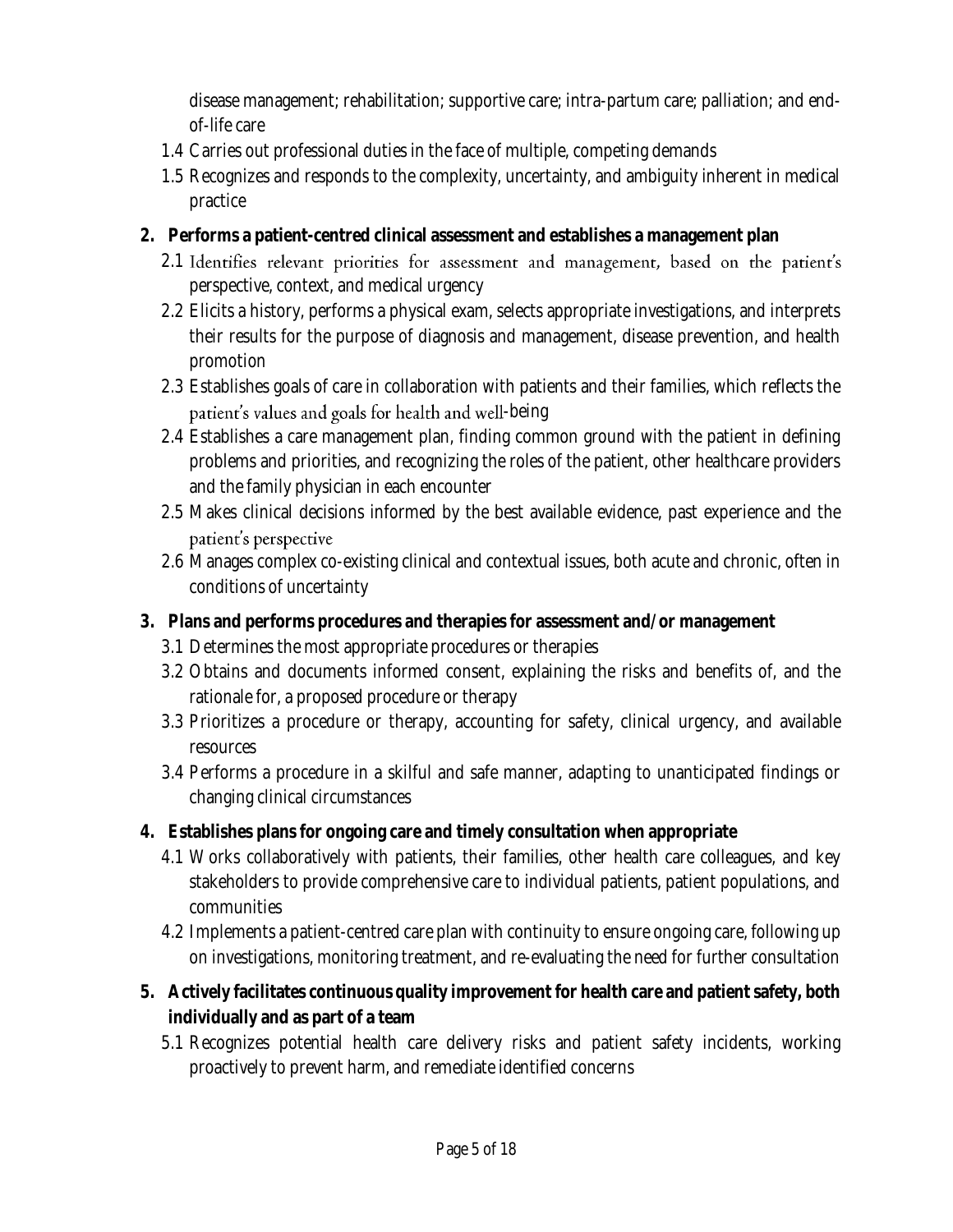disease management; rehabilitation; supportive care; intra-partum care; palliation; and end-of-life care

1.4 Carries out professional duties in the face of multiple, competing demands

1.5 Recognizes and responds to the complexity, uncertainty, and ambiguity inherent in medical practice

**2. Performs a patient-centred clinical assessment and establishes a management plan**

2.1 Identifies relevant priorities for assessment and management, based on the patient's perspective, context, and medical urgency

2.2 Elicits a history, performs a physical exam, selects appropriate investigations, and interprets their results for the purpose of diagnosis and management, disease prevention, and health promotion

2.3 Establishes goals of care in collaboration with patients and their families, which reflects the patient's values and goals for health and well-being

2.4 Establishes a care management plan, finding common ground with the patient in defining problems and priorities, and recognizing the roles of the patient, other healthcare providers and the family physician in each encounter

2.5 Makes clinical decisions informed by the best available evidence, past experience and the patient's perspective

2.6 Manages complex co-existing clinical and contextual issues, both acute and chronic, often in conditions of uncertainty

**3. Plans and performs procedures and therapies for assessment and/or management**

3.1 Determines the most appropriate procedures or therapies

3.2 Obtains and documents informed consent, explaining the risks and benefits of, and the rationale for, a proposed procedure or therapy

3.3 Prioritizes a procedure or therapy, accounting for safety, clinical urgency, and available resources

3.4 Performs a procedure in a skilful and safe manner, adapting to unanticipated findings or changing clinical circumstances

**4. Establishes plans for ongoing care and timely consultation when appropriate**

4.1 Works collaboratively with patients, their families, other health care colleagues, and key stakeholders to provide comprehensive care to individual patients, patient populations, and communities

4.2 Implements a patient-centred care plan with continuity to ensure ongoing care, following up on investigations, monitoring treatment, and re-evaluating the need for further consultation

**5. Actively facilitates continuous quality improvement for health care and patient safety, both individually and as part of a team**

5.1 Recognizes potential health care delivery risks and patient safety incidents, working proactively to prevent harm, and remediate identified concerns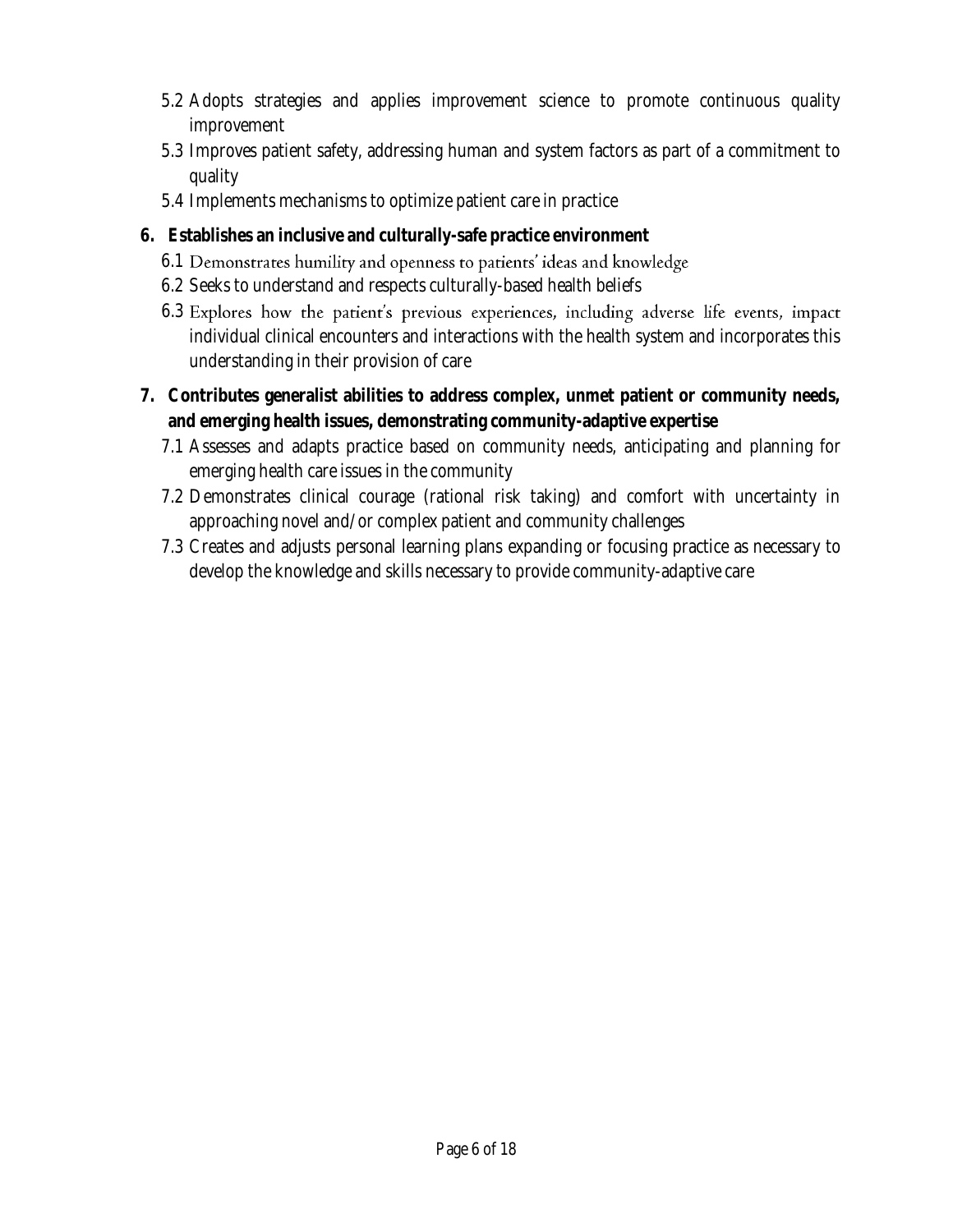5.2 Adopts strategies and applies improvement science to promote continuous quality improvement

5.3 Improves patient safety, addressing human and system factors as part of a commitment to quality

5.4 Implements mechanisms to optimize patient care in practice

**6. Establishes an inclusive and culturally-safe practice environment**

6.1 Demonstrates humility and openness to patients' ideas and knowledge

6.2 Seeks to understand and respects culturally-based health beliefs

6.3 Explores how the patient's previous experiences, including adverse life events, impact individual clinical encounters and interactions with the health system and incorporates this understanding in their provision of care

**7. Contributes generalist abilities to address complex, unmet patient or community needs, and emerging health issues, demonstrating community-adaptive expertise**

7.1 Assesses and adapts practice based on community needs, anticipating and planning for emerging health care issues in the community

7.2 Demonstrates clinical courage (rational risk taking) and comfort with uncertainty in approaching novel and/or complex patient and community challenges

7.3 Creates and adjusts personal learning plans expanding or focusing practice as necessary to develop the knowledge and skills necessary to provide community-adaptive care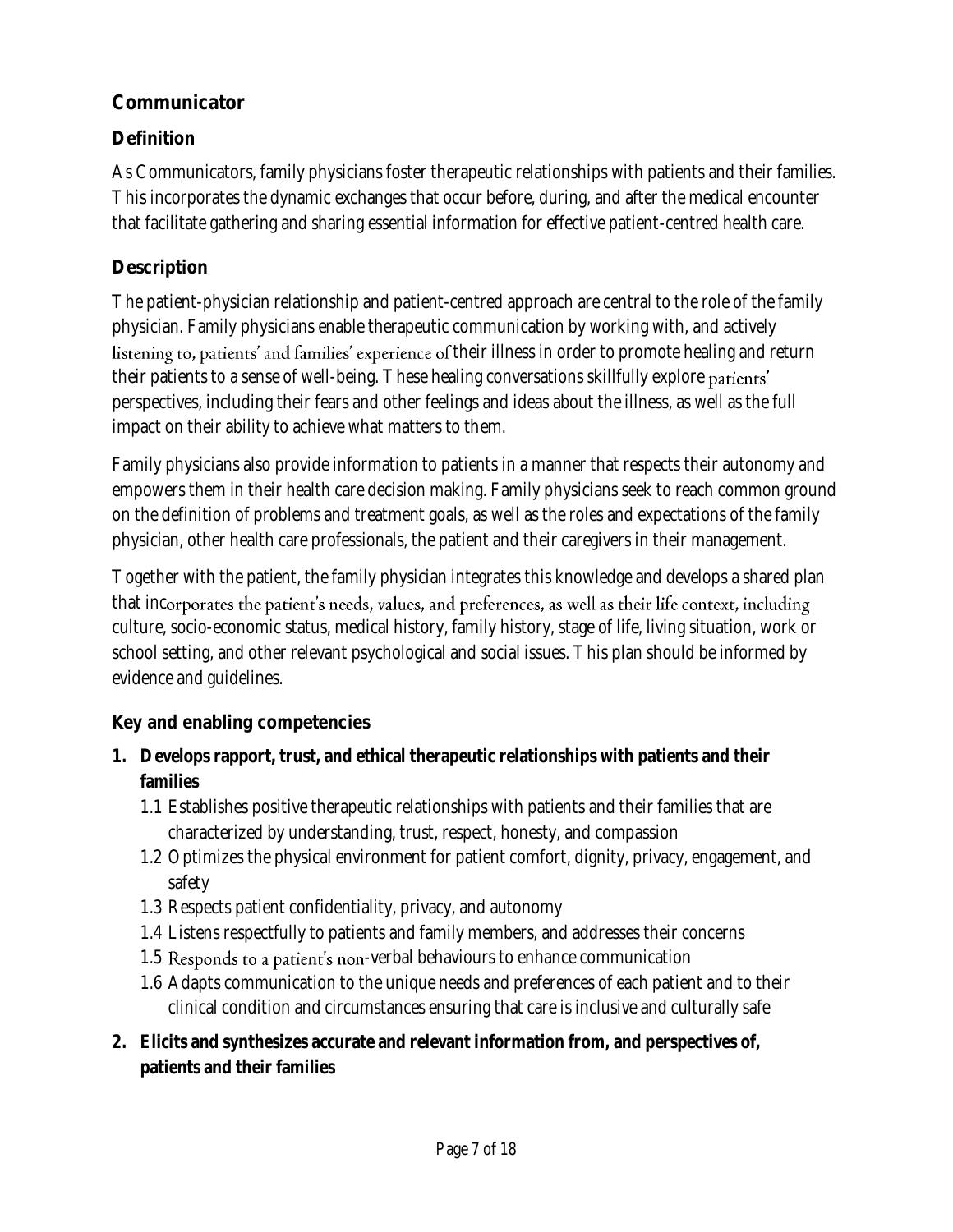## Communicator

### Definition

As Communicators, family physicians foster therapeutic relationships with patients and their families. This incorporates the dynamic exchanges that occur before, during, and after the medical encounter that facilitate gathering and sharing essential information for effective patient-centred health care.

### Description

The patient-physician relationship and patient-centred approach are central to the role of the family physician. Family physicians enable therapeutic communication by working with, and actively listening to, patients' and families' experience of their illness in order to promote healing and return their patients to a sense of well-being. These healing conversations skillfully explore patients' perspectives, including their fears and other feelings and ideas about the illness, as well as the full impact on their ability to achieve what matters to them.

Family physicians also provide information to patients in a manner that respects their autonomy and empowers them in their health care decision making. Family physicians seek to reach common ground on the definition of problems and treatment goals, as well as the roles and expectations of the family physician, other health care professionals, the patient and their caregivers in their management.

Together with the patient, the family physician integrates this knowledge and develops a shared plan that incorporates the patient's needs, values, and preferences, as well as their life context, including culture, socio-economic status, medical history, family history, stage of life, living situation, work or school setting, and other relevant psychological and social issues. This plan should be informed by evidence and guidelines.

### Key and enabling competencies

1. **Develops rapport, trust, and ethical therapeutic relationships with patients and their families**
   - 1.1 Establishes positive therapeutic relationships with patients and their families that are characterized by understanding, trust, respect, honesty, and compassion
   - 1.2 Optimizes the physical environment for patient comfort, dignity, privacy, engagement, and safety
   - 1.3 Respects patient confidentiality, privacy, and autonomy
   - 1.4 Listens respectfully to patients and family members, and addresses their concerns
   - 1.5 Responds to a patient's non-verbal behaviours to enhance communication
   - 1.6 Adapts communication to the unique needs and preferences of each patient and to their clinical condition and circumstances ensuring that care is inclusive and culturally safe
2. **Elicits and synthesizes accurate and relevant information from, and perspectives of, patients and their families**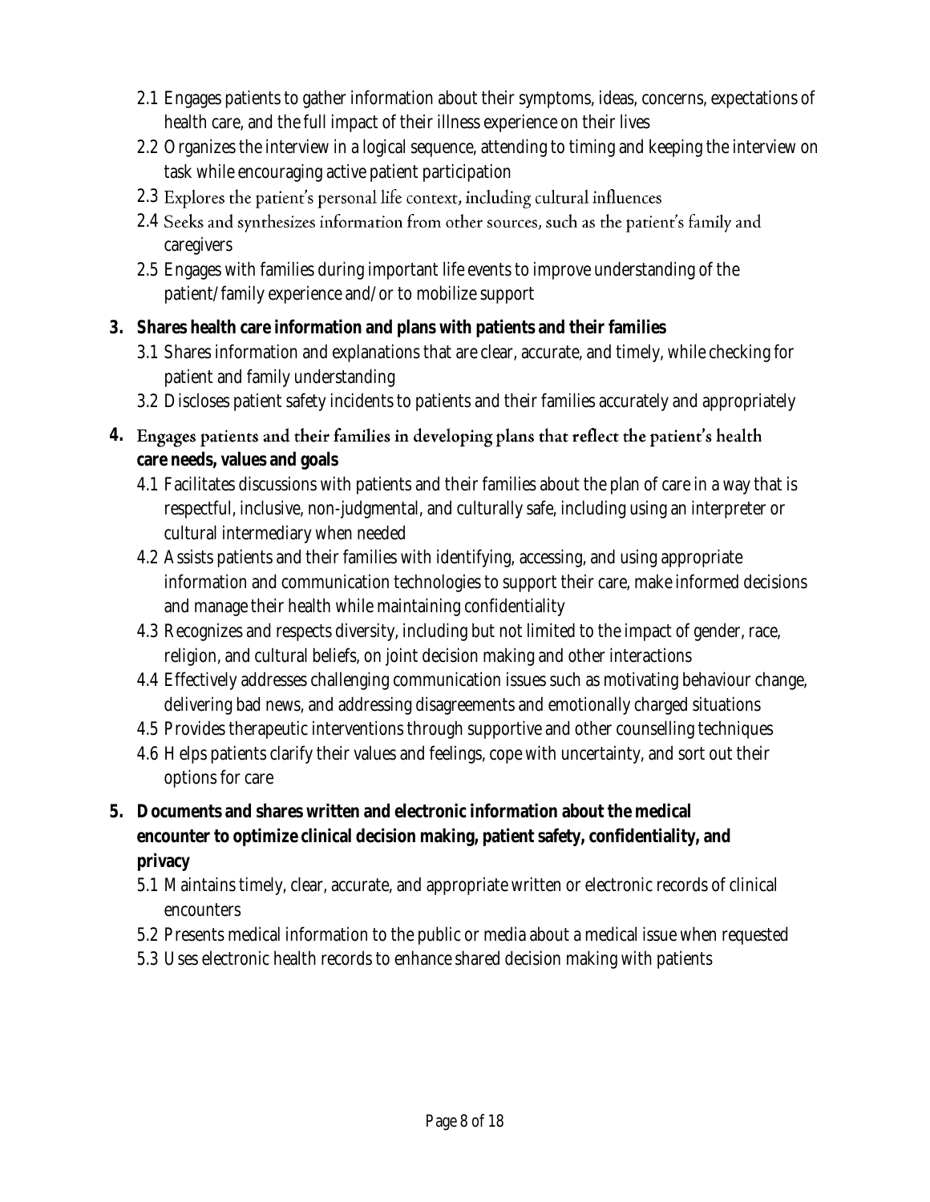- 2.1 Engages patients to gather information about their symptoms, ideas, concerns, expectations of health care, and the full impact of their illness experience on their lives
- 2.2 Organizes the interview in a logical sequence, attending to timing and keeping the interview on task while encouraging active patient participation
- 2.3 Explores the patient's personal life context, including cultural influences
- 2.4 Seeks and synthesizes information from other sources, such as the patient's family and caregivers
- 2.5 Engages with families during important life events to improve understanding of the patient/family experience and/or to mobilize support

**3. Shares health care information and plans with patients and their families**

- 3.1 Shares information and explanations that are clear, accurate, and timely, while checking for patient and family understanding
- 3.2 Discloses patient safety incidents to patients and their families accurately and appropriately

**4. Engages patients and their families in developing plans that reflect the patient's health care needs, values and goals**

- 4.1 Facilitates discussions with patients and their families about the plan of care in a way that is respectful, inclusive, non-judgmental, and culturally safe, including using an interpreter or cultural intermediary when needed
- 4.2 Assists patients and their families with identifying, accessing, and using appropriate information and communication technologies to support their care, make informed decisions and manage their health while maintaining confidentiality
- 4.3 Recognizes and respects diversity, including but not limited to the impact of gender, race, religion, and cultural beliefs, on joint decision making and other interactions
- 4.4 Effectively addresses challenging communication issues such as motivating behaviour change, delivering bad news, and addressing disagreements and emotionally charged situations
- 4.5 Provides therapeutic interventions through supportive and other counselling techniques
- 4.6 Helps patients clarify their values and feelings, cope with uncertainty, and sort out their options for care

**5. Documents and shares written and electronic information about the medical encounter to optimize clinical decision making, patient safety, confidentiality, and privacy**

- 5.1 Maintains timely, clear, accurate, and appropriate written or electronic records of clinical encounters
- 5.2 Presents medical information to the public or media about a medical issue when requested
- 5.3 Uses electronic health records to enhance shared decision making with patients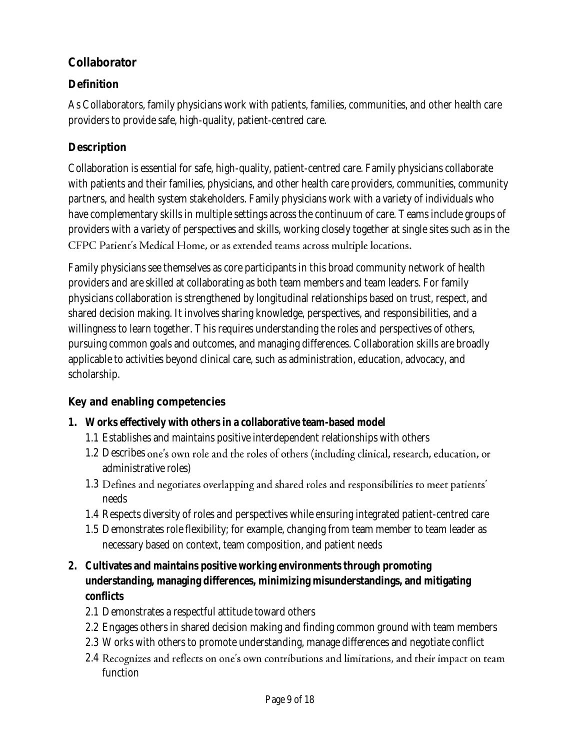## Collaborator

### Definition

As Collaborators, family physicians work with patients, families, communities, and other health care providers to provide safe, high-quality, patient-centred care.

### Description

Collaboration is essential for safe, high-quality, patient-centred care. Family physicians collaborate with patients and their families, physicians, and other health care providers, communities, community partners, and health system stakeholders. Family physicians work with a variety of individuals who have complementary skills in multiple settings across the continuum of care. Teams include groups of providers with a variety of perspectives and skills, working closely together at single sites such as in the CFPC Patient's Medical Home, or as extended teams across multiple locations.

Family physicians see themselves as core participants in this broad community network of health providers and are skilled at collaborating as both team members and team leaders. For family physicians collaboration is strengthened by longitudinal relationships based on trust, respect, and shared decision making. It involves sharing knowledge, perspectives, and responsibilities, and a willingness to learn together. This requires understanding the roles and perspectives of others, pursuing common goals and outcomes, and managing differences. Collaboration skills are broadly applicable to activities beyond clinical care, such as administration, education, advocacy, and scholarship.

### Key and enabling competencies

1. **Works effectively with others in a collaborative team-based model**
   - 1.1 Establishes and maintains positive interdependent relationships with others
   - 1.2 Describes one's own role and the roles of others (including clinical, research, education, or administrative roles)
   - 1.3 Defines and negotiates overlapping and shared roles and responsibilities to meet patients' needs
   - 1.4 Respects diversity of roles and perspectives while ensuring integrated patient-centred care
   - 1.5 Demonstrates role flexibility; for example, changing from team member to team leader as necessary based on context, team composition, and patient needs
2. **Cultivates and maintains positive working environments through promoting understanding, managing differences, minimizing misunderstandings, and mitigating conflicts**
   - 2.1 Demonstrates a respectful attitude toward others
   - 2.2 Engages others in shared decision making and finding common ground with team members
   - 2.3 Works with others to promote understanding, manage differences and negotiate conflict
   - 2.4 Recognizes and reflects on one's own contributions and limitations, and their impact on team function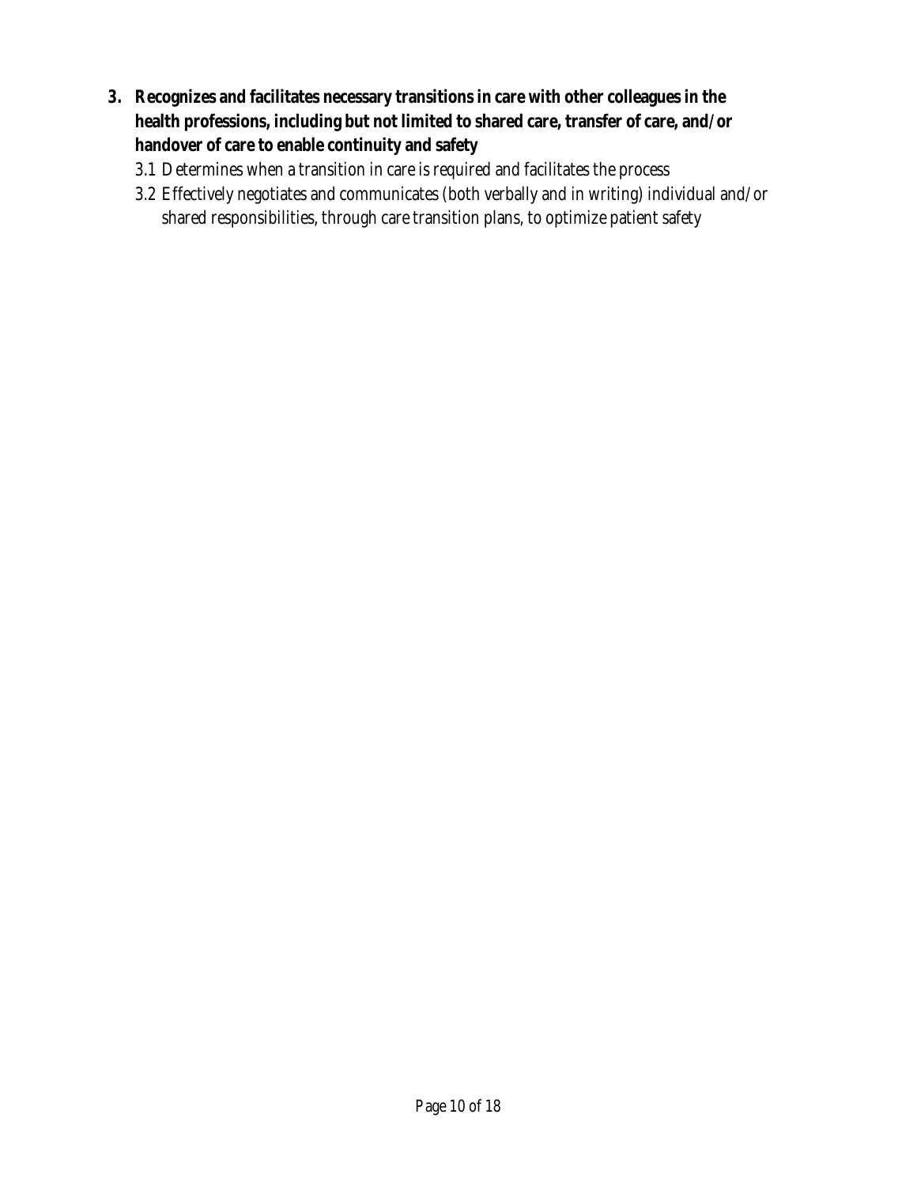3. **Recognizes and facilitates necessary transitions in care with other colleagues in the health professions, including but not limited to shared care, transfer of care, and/or handover of care to enable continuity and safety**

   3.1 Determines when a transition in care is required and facilitates the process

   3.2 Effectively negotiates and communicates (both verbally and in writing) individual and/or shared responsibilities, through care transition plans, to optimize patient safety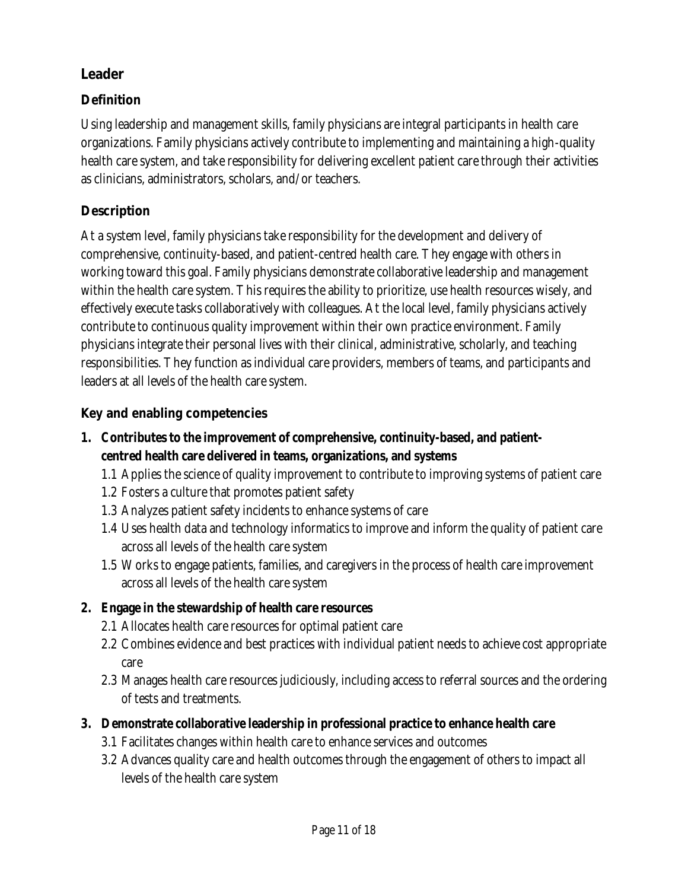## Leader

### Definition

Using leadership and management skills, family physicians are integral participants in health care organizations. Family physicians actively contribute to implementing and maintaining a high-quality health care system, and take responsibility for delivering excellent patient care through their activities as clinicians, administrators, scholars, and/or teachers.

### Description

At a system level, family physicians take responsibility for the development and delivery of comprehensive, continuity-based, and patient-centred health care. They engage with others in working toward this goal. Family physicians demonstrate collaborative leadership and management within the health care system. This requires the ability to prioritize, use health resources wisely, and effectively execute tasks collaboratively with colleagues. At the local level, family physicians actively contribute to continuous quality improvement within their own practice environment. Family physicians integrate their personal lives with their clinical, administrative, scholarly, and teaching responsibilities. They function as individual care providers, members of teams, and participants and leaders at all levels of the health care system.

### Key and enabling competencies

1. **Contributes to the improvement of comprehensive, continuity-based, and patient-centred health care delivered in teams, organizations, and systems**
   - 1.1 Applies the science of quality improvement to contribute to improving systems of patient care
   - 1.2 Fosters a culture that promotes patient safety
   - 1.3 Analyzes patient safety incidents to enhance systems of care
   - 1.4 Uses health data and technology informatics to improve and inform the quality of patient care across all levels of the health care system
   - 1.5 Works to engage patients, families, and caregivers in the process of health care improvement across all levels of the health care system
2. **Engage in the stewardship of health care resources**
   - 2.1 Allocates health care resources for optimal patient care
   - 2.2 Combines evidence and best practices with individual patient needs to achieve cost appropriate care
   - 2.3 Manages health care resources judiciously, including access to referral sources and the ordering of tests and treatments.
3. **Demonstrate collaborative leadership in professional practice to enhance health care**
   - 3.1 Facilitates changes within health care to enhance services and outcomes
   - 3.2 Advances quality care and health outcomes through the engagement of others to impact all levels of the health care system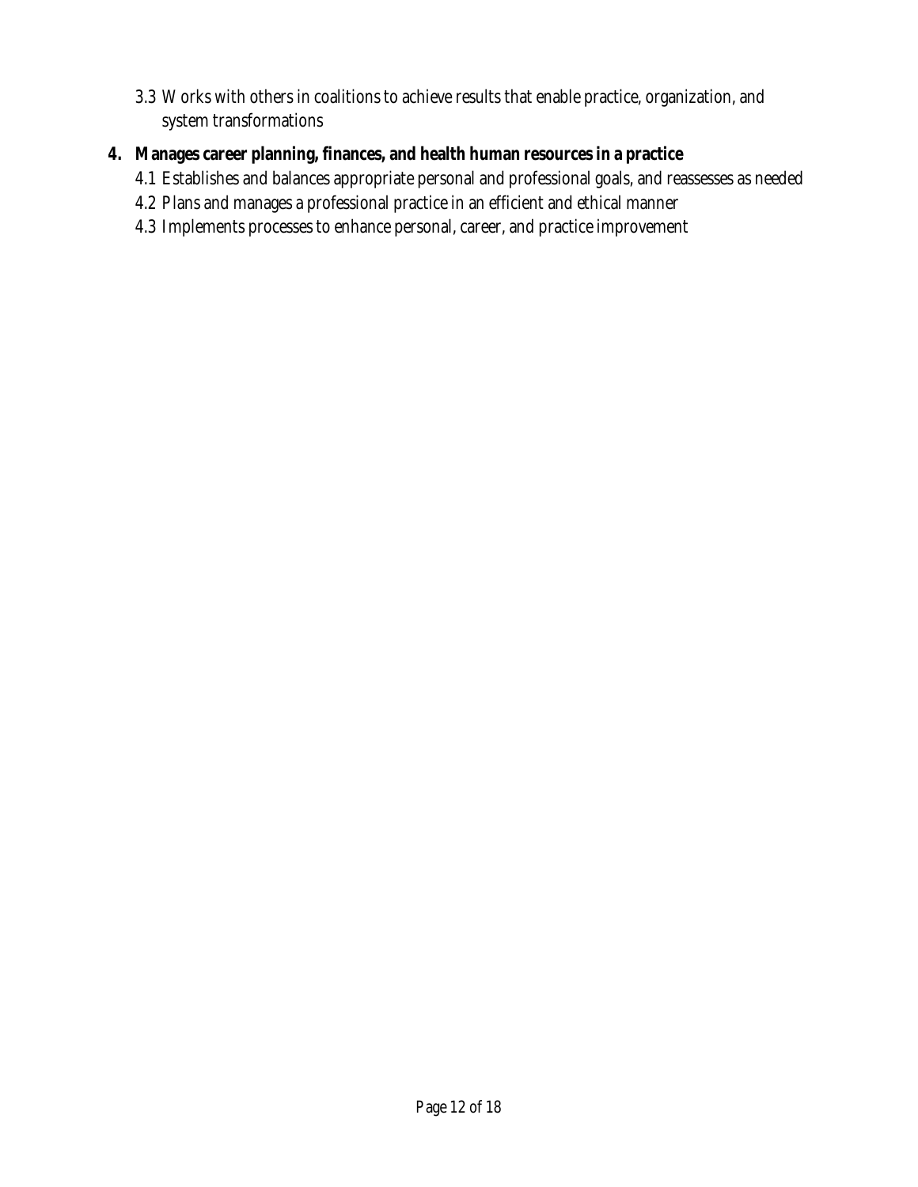3.3 Works with others in coalitions to achieve results that enable practice, organization, and system transformations

4. **Manages career planning, finances, and health human resources in a practice**
   - 4.1 Establishes and balances appropriate personal and professional goals, and reassesses as needed
   - 4.2 Plans and manages a professional practice in an efficient and ethical manner
   - 4.3 Implements processes to enhance personal, career, and practice improvement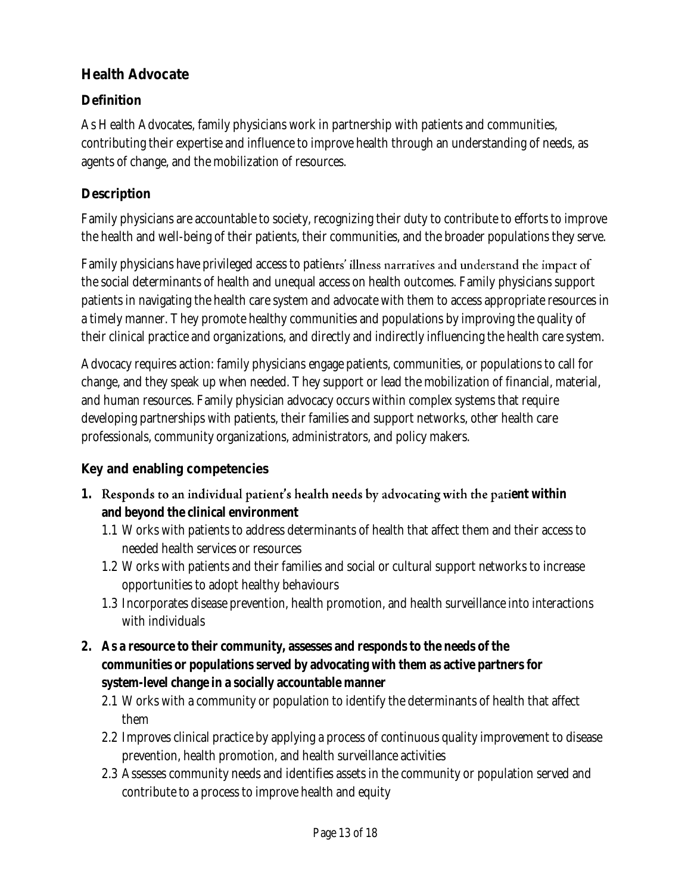## Health Advocate

### Definition

As Health Advocates, family physicians work in partnership with patients and communities, contributing their expertise and influence to improve health through an understanding of needs, as agents of change, and the mobilization of resources.

### Description

Family physicians are accountable to society, recognizing their duty to contribute to efforts to improve the health and well-being of their patients, their communities, and the broader populations they serve.

Family physicians have privileged access to patients' illness narratives and understand the impact of the social determinants of health and unequal access on health outcomes. Family physicians support patients in navigating the health care system and advocate with them to access appropriate resources in a timely manner. They promote healthy communities and populations by improving the quality of their clinical practice and organizations, and directly and indirectly influencing the health care system.

Advocacy requires action: family physicians engage patients, communities, or populations to call for change, and they speak up when needed. They support or lead the mobilization of financial, material, and human resources. Family physician advocacy occurs within complex systems that require developing partnerships with patients, their families and support networks, other health care professionals, community organizations, administrators, and policy makers.

### Key and enabling competencies

1. **Responds to an individual patient's health needs by advocating with the patient within and beyond the clinical environment**
   - 1.1 Works with patients to address determinants of health that affect them and their access to needed health services or resources
   - 1.2 Works with patients and their families and social or cultural support networks to increase opportunities to adopt healthy behaviours
   - 1.3 Incorporates disease prevention, health promotion, and health surveillance into interactions with individuals
2. **As a resource to their community, assesses and responds to the needs of the communities or populations served by advocating with them as active partners for system-level change in a socially accountable manner**
   - 2.1 Works with a community or population to identify the determinants of health that affect them
   - 2.2 Improves clinical practice by applying a process of continuous quality improvement to disease prevention, health promotion, and health surveillance activities
   - 2.3 Assesses community needs and identifies assets in the community or population served and contribute to a process to improve health and equity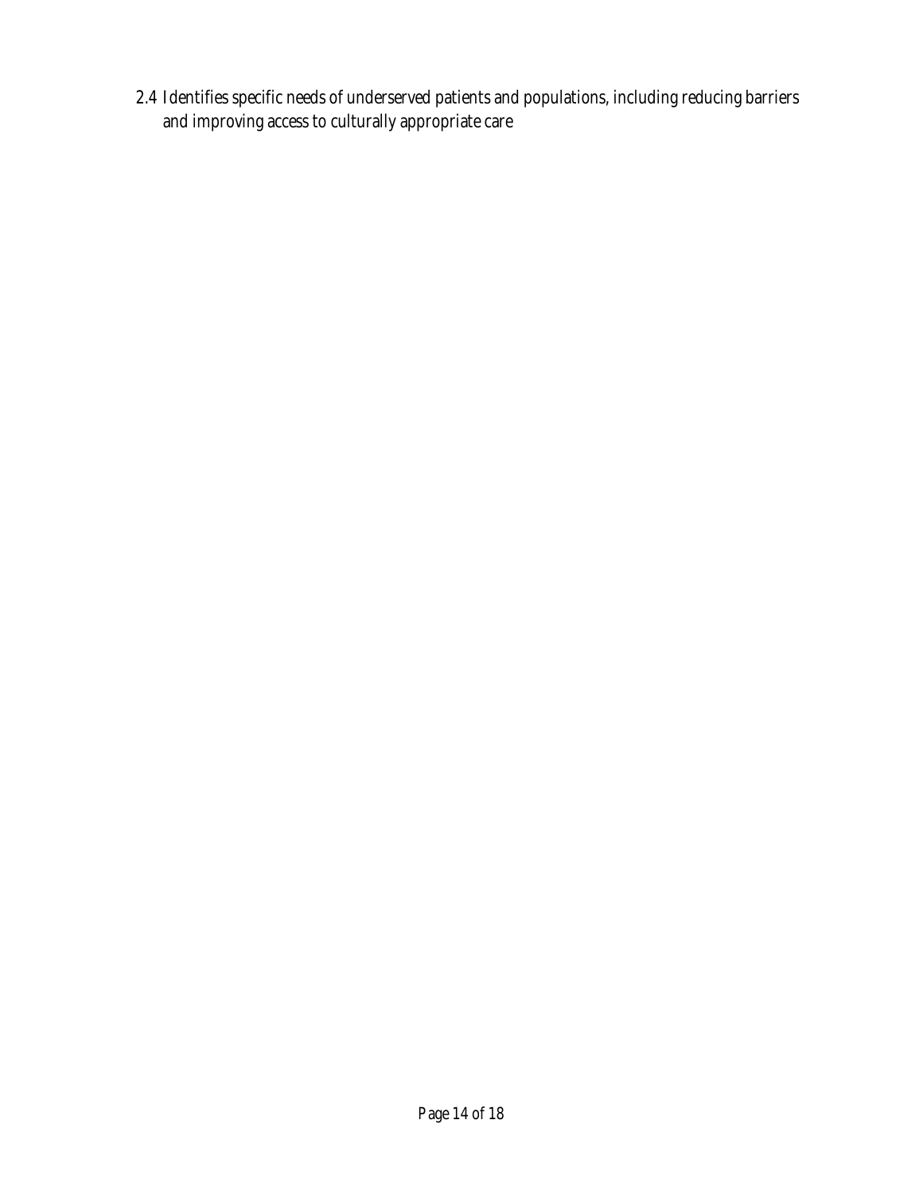2.4 Identifies specific needs of underserved patients and populations, including reducing barriers and improving access to culturally appropriate care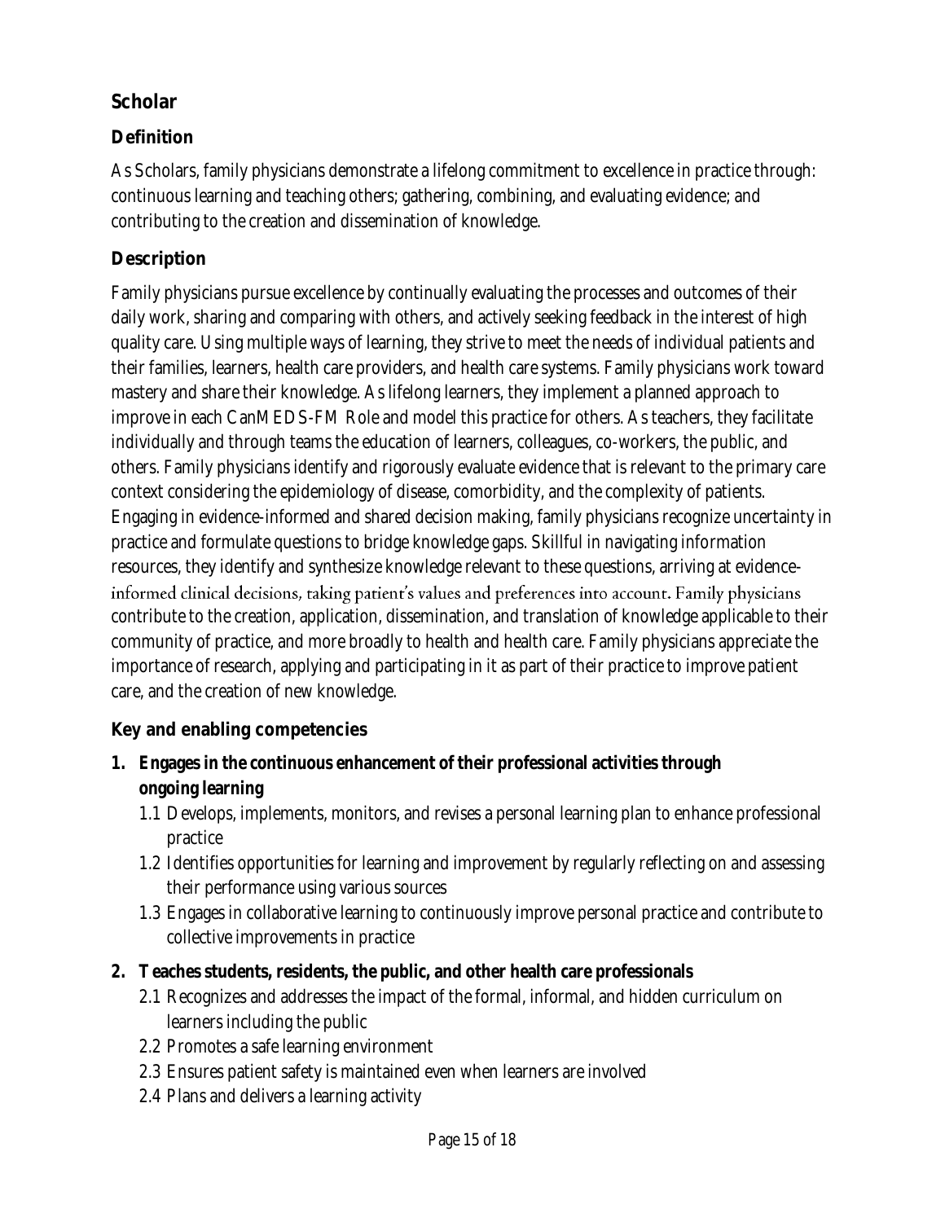## Scholar

### Definition

As Scholars, family physicians demonstrate a lifelong commitment to excellence in practice through: continuous learning and teaching others; gathering, combining, and evaluating evidence; and contributing to the creation and dissemination of knowledge.

### Description

Family physicians pursue excellence by continually evaluating the processes and outcomes of their daily work, sharing and comparing with others, and actively seeking feedback in the interest of high quality care. Using multiple ways of learning, they strive to meet the needs of individual patients and their families, learners, health care providers, and health care systems. Family physicians work toward mastery and share their knowledge. As lifelong learners, they implement a planned approach to improve in each CanMEDS-FM Role and model this practice for others. As teachers, they facilitate individually and through teams the education of learners, colleagues, co-workers, the public, and others. Family physicians identify and rigorously evaluate evidence that is relevant to the primary care context considering the epidemiology of disease, comorbidity, and the complexity of patients. Engaging in evidence-informed and shared decision making, family physicians recognize uncertainty in practice and formulate questions to bridge knowledge gaps. Skillful in navigating information resources, they identify and synthesize knowledge relevant to these questions, arriving at evidence-informed clinical decisions, taking patient's values and preferences into account. Family physicians contribute to the creation, application, dissemination, and translation of knowledge applicable to their community of practice, and more broadly to health and health care. Family physicians appreciate the importance of research, applying and participating in it as part of their practice to improve patient care, and the creation of new knowledge.

### Key and enabling competencies

1. **Engages in the continuous enhancement of their professional activities through ongoing learning**
   - 1.1 Develops, implements, monitors, and revises a personal learning plan to enhance professional practice
   - 1.2 Identifies opportunities for learning and improvement by regularly reflecting on and assessing their performance using various sources
   - 1.3 Engages in collaborative learning to continuously improve personal practice and contribute to collective improvements in practice
2. **Teaches students, residents, the public, and other health care professionals**
   - 2.1 Recognizes and addresses the impact of the formal, informal, and hidden curriculum on learners including the public
   - 2.2 Promotes a safe learning environment
   - 2.3 Ensures patient safety is maintained even when learners are involved
   - 2.4 Plans and delivers a learning activity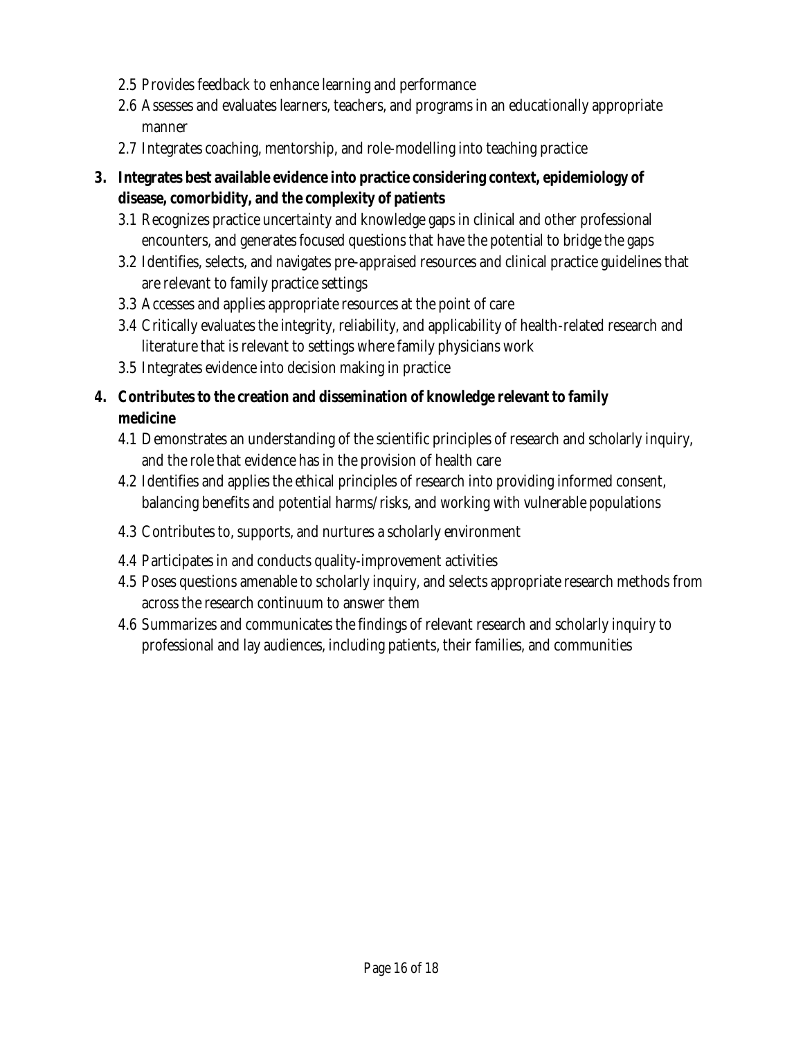2.5 Provides feedback to enhance learning and performance

2.6 Assesses and evaluates learners, teachers, and programs in an educationally appropriate manner

2.7 Integrates coaching, mentorship, and role-modelling into teaching practice

**3. Integrates best available evidence into practice considering context, epidemiology of disease, comorbidity, and the complexity of patients**

3.1 Recognizes practice uncertainty and knowledge gaps in clinical and other professional encounters, and generates focused questions that have the potential to bridge the gaps

3.2 Identifies, selects, and navigates pre-appraised resources and clinical practice guidelines that are relevant to family practice settings

3.3 Accesses and applies appropriate resources at the point of care

3.4 Critically evaluates the integrity, reliability, and applicability of health-related research and literature that is relevant to settings where family physicians work

3.5 Integrates evidence into decision making in practice

**4. Contributes to the creation and dissemination of knowledge relevant to family medicine**

4.1 Demonstrates an understanding of the scientific principles of research and scholarly inquiry, and the role that evidence has in the provision of health care

4.2 Identifies and applies the ethical principles of research into providing informed consent, balancing benefits and potential harms/risks, and working with vulnerable populations

4.3 Contributes to, supports, and nurtures a scholarly environment

4.4 Participates in and conducts quality-improvement activities

4.5 Poses questions amenable to scholarly inquiry, and selects appropriate research methods from across the research continuum to answer them

4.6 Summarizes and communicates the findings of relevant research and scholarly inquiry to professional and lay audiences, including patients, their families, and communities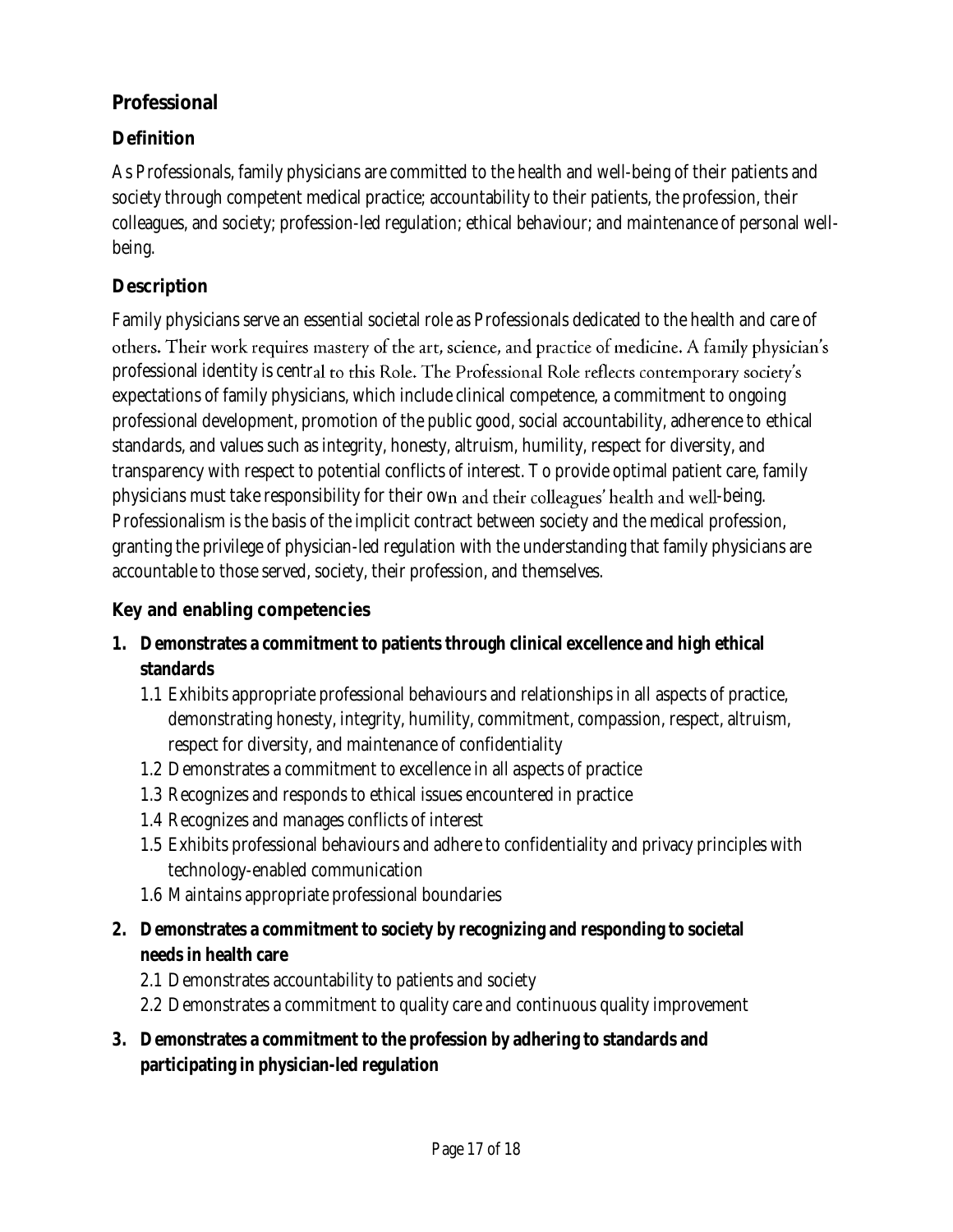## Professional

### Definition

As Professionals, family physicians are committed to the health and well-being of their patients and society through competent medical practice; accountability to their patients, the profession, their colleagues, and society; profession-led regulation; ethical behaviour; and maintenance of personal well-being.

### Description

Family physicians serve an essential societal role as Professionals dedicated to the health and care of others. Their work requires mastery of the art, science, and practice of medicine. A family physician's professional identity is central to this Role. The Professional Role reflects contemporary society's expectations of family physicians, which include clinical competence, a commitment to ongoing professional development, promotion of the public good, social accountability, adherence to ethical standards, and values such as integrity, honesty, altruism, humility, respect for diversity, and transparency with respect to potential conflicts of interest. To provide optimal patient care, family physicians must take responsibility for their own and their colleagues' health and well-being. Professionalism is the basis of the implicit contract between society and the medical profession, granting the privilege of physician-led regulation with the understanding that family physicians are accountable to those served, society, their profession, and themselves.

### Key and enabling competencies

1. **Demonstrates a commitment to patients through clinical excellence and high ethical standards**
   - 1.1 Exhibits appropriate professional behaviours and relationships in all aspects of practice, demonstrating honesty, integrity, humility, commitment, compassion, respect, altruism, respect for diversity, and maintenance of confidentiality
   - 1.2 Demonstrates a commitment to excellence in all aspects of practice
   - 1.3 Recognizes and responds to ethical issues encountered in practice
   - 1.4 Recognizes and manages conflicts of interest
   - 1.5 Exhibits professional behaviours and adhere to confidentiality and privacy principles with technology-enabled communication
   - 1.6 Maintains appropriate professional boundaries
2. **Demonstrates a commitment to society by recognizing and responding to societal needs in health care**
   - 2.1 Demonstrates accountability to patients and society
   - 2.2 Demonstrates a commitment to quality care and continuous quality improvement
3. **Demonstrates a commitment to the profession by adhering to standards and participating in physician-led regulation**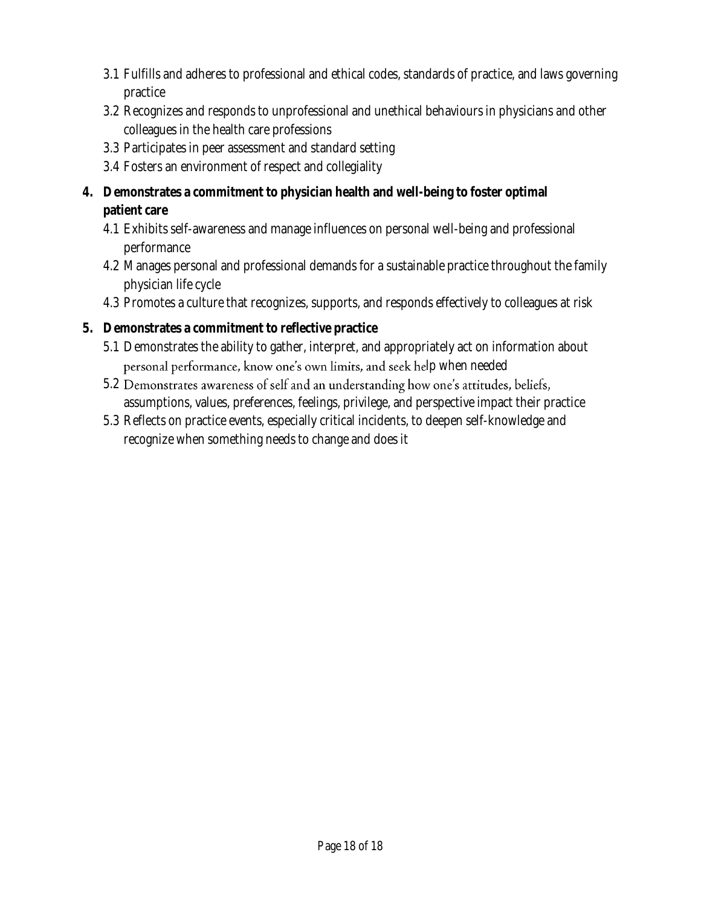3.1 Fulfills and adheres to professional and ethical codes, standards of practice, and laws governing practice

3.2 Recognizes and responds to unprofessional and unethical behaviours in physicians and other colleagues in the health care professions

3.3 Participates in peer assessment and standard setting

3.4 Fosters an environment of respect and collegiality

**4. Demonstrates a commitment to physician health and well-being to foster optimal patient care**

4.1 Exhibits self-awareness and manage influences on personal well-being and professional performance

4.2 Manages personal and professional demands for a sustainable practice throughout the family physician life cycle

4.3 Promotes a culture that recognizes, supports, and responds effectively to colleagues at risk

**5. Demonstrates a commitment to reflective practice**

5.1 Demonstrates the ability to gather, interpret, and appropriately act on information about personal performance, know one's own limits, and seek help when needed

5.2 Demonstrates awareness of self and an understanding how one's attitudes, beliefs, assumptions, values, preferences, feelings, privilege, and perspective impact their practice

5.3 Reflects on practice events, especially critical incidents, to deepen self-knowledge and recognize when something needs to change and does it